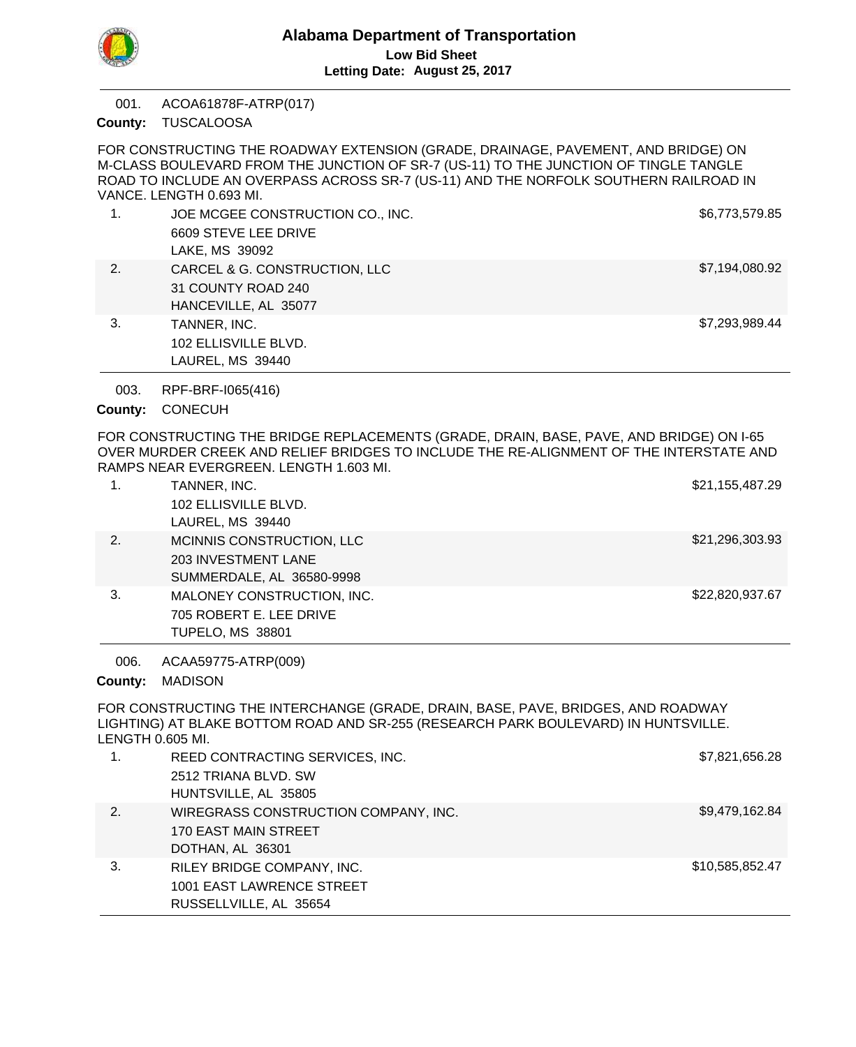# Alabama Department of Transportation

**Low Bid Sheet**

**Letting Date: August 25, 2017**

---

001. ACOA61878F-ATRP(017)

**County:** TUSCALOOSA

FOR CONSTRUCTING THE ROADWAY EXTENSION (GRADE, DRAINAGE, PAVEMENT, AND BRIDGE) ON M-CLASS BOULEVARD FROM THE JUNCTION OF SR-7 (US-11) TO THE JUNCTION OF TINGLE TANGLE ROAD TO INCLUDE AN OVERPASS ACROSS SR-7 (US-11) AND THE NORFOLK SOUTHERN RAILROAD IN VANCE. LENGTH 0.693 MI.

| # | Bidder | Bid |
|---|---|---|
| 1. | JOE MCGEE CONSTRUCTION CO., INC.<br>6609 STEVE LEE DRIVE<br>LAKE, MS 39092 | $6,773,579.85 |
| 2. | CARCEL & G. CONSTRUCTION, LLC<br>31 COUNTY ROAD 240<br>HANCEVILLE, AL 35077 | $7,194,080.92 |
| 3. | TANNER, INC.<br>102 ELLISVILLE BLVD.<br>LAUREL, MS 39440 | $7,293,989.44 |

---

003. RPF-BRF-I065(416)

**County:** CONECUH

FOR CONSTRUCTING THE BRIDGE REPLACEMENTS (GRADE, DRAIN, BASE, PAVE, AND BRIDGE) ON I-65 OVER MURDER CREEK AND RELIEF BRIDGES TO INCLUDE THE RE-ALIGNMENT OF THE INTERSTATE AND RAMPS NEAR EVERGREEN. LENGTH 1.603 MI.

| # | Bidder | Bid |
|---|---|---|
| 1. | TANNER, INC.<br>102 ELLISVILLE BLVD.<br>LAUREL, MS 39440 | $21,155,487.29 |
| 2. | MCINNIS CONSTRUCTION, LLC<br>203 INVESTMENT LANE<br>SUMMERDALE, AL 36580-9998 | $21,296,303.93 |
| 3. | MALONEY CONSTRUCTION, INC.<br>705 ROBERT E. LEE DRIVE<br>TUPELO, MS 38801 | $22,820,937.67 |

---

006. ACAA59775-ATRP(009)

**County:** MADISON

FOR CONSTRUCTING THE INTERCHANGE (GRADE, DRAIN, BASE, PAVE, BRIDGES, AND ROADWAY LIGHTING) AT BLAKE BOTTOM ROAD AND SR-255 (RESEARCH PARK BOULEVARD) IN HUNTSVILLE. LENGTH 0.605 MI.

| # | Bidder | Bid |
|---|---|---|
| 1. | REED CONTRACTING SERVICES, INC.<br>2512 TRIANA BLVD. SW<br>HUNTSVILLE, AL 35805 | $7,821,656.28 |
| 2. | WIREGRASS CONSTRUCTION COMPANY, INC.<br>170 EAST MAIN STREET<br>DOTHAN, AL 36301 | $9,479,162.84 |
| 3. | RILEY BRIDGE COMPANY, INC.<br>1001 EAST LAWRENCE STREET<br>RUSSELLVILLE, AL 35654 | $10,585,852.47 |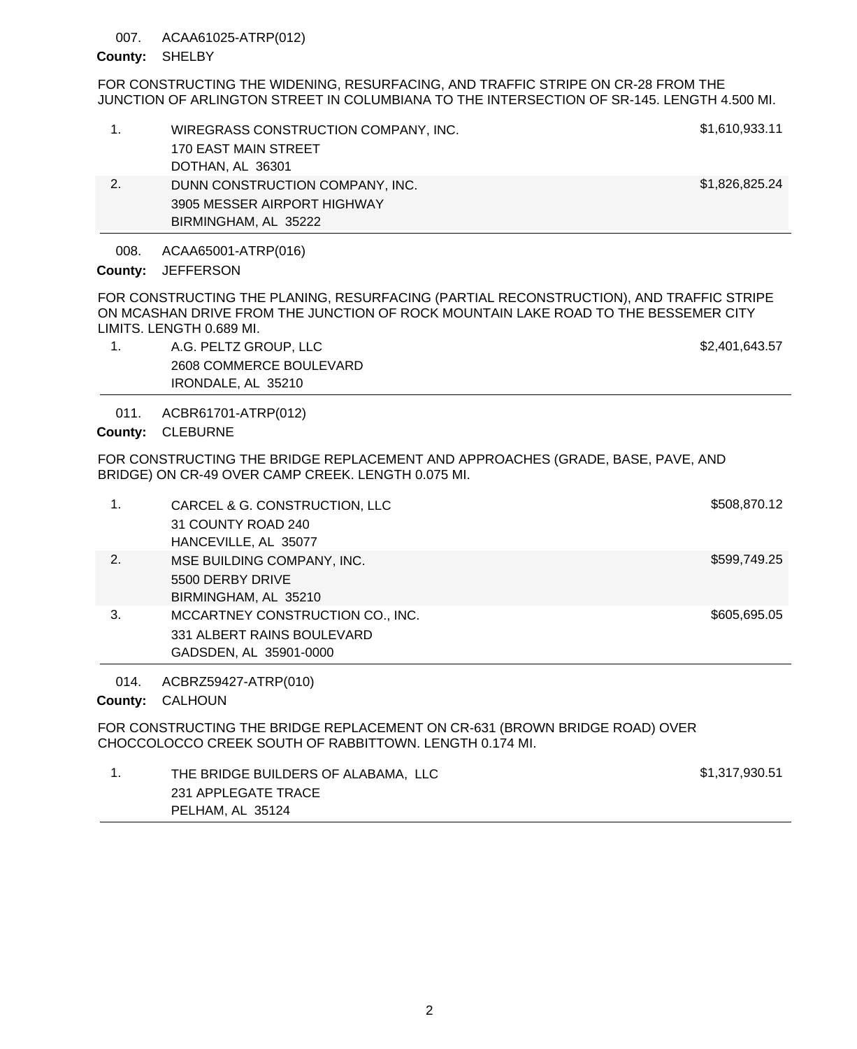007. ACAA61025-ATRP(012)

**County:** SHELBY

FOR CONSTRUCTING THE WIDENING, RESURFACING, AND TRAFFIC STRIPE ON CR-28 FROM THE JUNCTION OF ARLINGTON STREET IN COLUMBIANA TO THE INTERSECTION OF SR-145. LENGTH 4.500 MI.

| | | |
|---|---|---|
| 1. | WIREGRASS CONSTRUCTION COMPANY, INC.<br>170 EAST MAIN STREET<br>DOTHAN, AL 36301 | $1,610,933.11 |
| 2. | DUNN CONSTRUCTION COMPANY, INC.<br>3905 MESSER AIRPORT HIGHWAY<br>BIRMINGHAM, AL 35222 | $1,826,825.24 |

008. ACAA65001-ATRP(016)

**County:** JEFFERSON

FOR CONSTRUCTING THE PLANING, RESURFACING (PARTIAL RECONSTRUCTION), AND TRAFFIC STRIPE ON MCASHAN DRIVE FROM THE JUNCTION OF ROCK MOUNTAIN LAKE ROAD TO THE BESSEMER CITY LIMITS. LENGTH 0.689 MI.

| | | |
|---|---|---|
| 1. | A.G. PELTZ GROUP, LLC<br>2608 COMMERCE BOULEVARD<br>IRONDALE, AL 35210 | $2,401,643.57 |

011. ACBR61701-ATRP(012)

**County:** CLEBURNE

FOR CONSTRUCTING THE BRIDGE REPLACEMENT AND APPROACHES (GRADE, BASE, PAVE, AND BRIDGE) ON CR-49 OVER CAMP CREEK. LENGTH 0.075 MI.

| | | |
|---|---|---|
| 1. | CARCEL & G. CONSTRUCTION, LLC<br>31 COUNTY ROAD 240<br>HANCEVILLE, AL 35077 | $508,870.12 |
| 2. | MSE BUILDING COMPANY, INC.<br>5500 DERBY DRIVE<br>BIRMINGHAM, AL 35210 | $599,749.25 |
| 3. | MCCARTNEY CONSTRUCTION CO., INC.<br>331 ALBERT RAINS BOULEVARD<br>GADSDEN, AL 35901-0000 | $605,695.05 |

014. ACBRZ59427-ATRP(010)

**County:** CALHOUN

FOR CONSTRUCTING THE BRIDGE REPLACEMENT ON CR-631 (BROWN BRIDGE ROAD) OVER CHOCCOLOCCO CREEK SOUTH OF RABBITTOWN. LENGTH 0.174 MI.

| | | |
|---|---|---|
| 1. | THE BRIDGE BUILDERS OF ALABAMA, LLC<br>231 APPLEGATE TRACE<br>PELHAM, AL 35124 | $1,317,930.51 |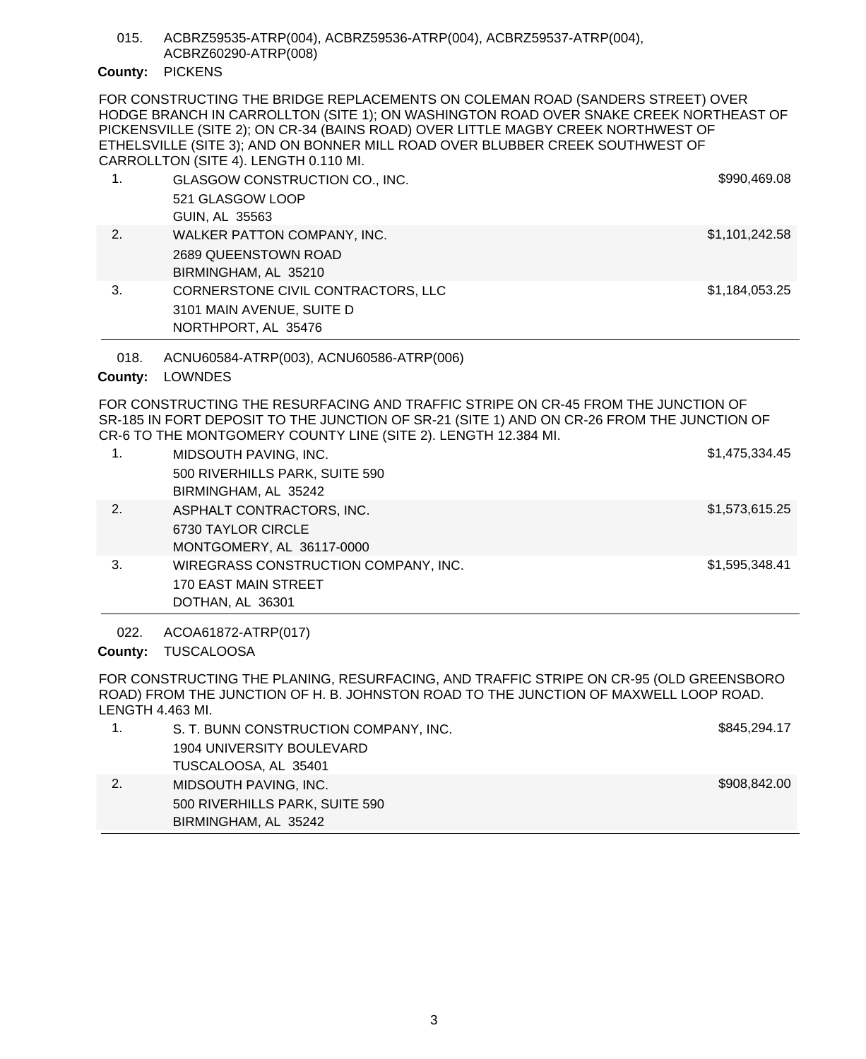015. ACBRZ59535-ATRP(004), ACBRZ59536-ATRP(004), ACBRZ59537-ATRP(004), ACBRZ60290-ATRP(008)

**County:** PICKENS

FOR CONSTRUCTING THE BRIDGE REPLACEMENTS ON COLEMAN ROAD (SANDERS STREET) OVER HODGE BRANCH IN CARROLLTON (SITE 1); ON WASHINGTON ROAD OVER SNAKE CREEK NORTHEAST OF PICKENSVILLE (SITE 2); ON CR-34 (BAINS ROAD) OVER LITTLE MAGBY CREEK NORTHWEST OF ETHELSVILLE (SITE 3); AND ON BONNER MILL ROAD OVER BLUBBER CREEK SOUTHWEST OF CARROLLTON (SITE 4). LENGTH 0.110 MI.

| | | |
|---|---|---|
| 1. | GLASGOW CONSTRUCTION CO., INC.<br>521 GLASGOW LOOP<br>GUIN, AL 35563 | $990,469.08 |
| 2. | WALKER PATTON COMPANY, INC.<br>2689 QUEENSTOWN ROAD<br>BIRMINGHAM, AL 35210 | $1,101,242.58 |
| 3. | CORNERSTONE CIVIL CONTRACTORS, LLC<br>3101 MAIN AVENUE, SUITE D<br>NORTHPORT, AL 35476 | $1,184,053.25 |

018. ACNU60584-ATRP(003), ACNU60586-ATRP(006)

**County:** LOWNDES

FOR CONSTRUCTING THE RESURFACING AND TRAFFIC STRIPE ON CR-45 FROM THE JUNCTION OF SR-185 IN FORT DEPOSIT TO THE JUNCTION OF SR-21 (SITE 1) AND ON CR-26 FROM THE JUNCTION OF CR-6 TO THE MONTGOMERY COUNTY LINE (SITE 2). LENGTH 12.384 MI.

| | | |
|---|---|---|
| 1. | MIDSOUTH PAVING, INC.<br>500 RIVERHILLS PARK, SUITE 590<br>BIRMINGHAM, AL 35242 | $1,475,334.45 |
| 2. | ASPHALT CONTRACTORS, INC.<br>6730 TAYLOR CIRCLE<br>MONTGOMERY, AL 36117-0000 | $1,573,615.25 |
| 3. | WIREGRASS CONSTRUCTION COMPANY, INC.<br>170 EAST MAIN STREET<br>DOTHAN, AL 36301 | $1,595,348.41 |

022. ACOA61872-ATRP(017)

**County:** TUSCALOOSA

FOR CONSTRUCTING THE PLANING, RESURFACING, AND TRAFFIC STRIPE ON CR-95 (OLD GREENSBORO ROAD) FROM THE JUNCTION OF H. B. JOHNSTON ROAD TO THE JUNCTION OF MAXWELL LOOP ROAD. LENGTH 4.463 MI.

| | | |
|---|---|---|
| 1. | S. T. BUNN CONSTRUCTION COMPANY, INC.<br>1904 UNIVERSITY BOULEVARD<br>TUSCALOOSA, AL 35401 | $845,294.17 |
| 2. | MIDSOUTH PAVING, INC.<br>500 RIVERHILLS PARK, SUITE 590<br>BIRMINGHAM, AL 35242 | $908,842.00 |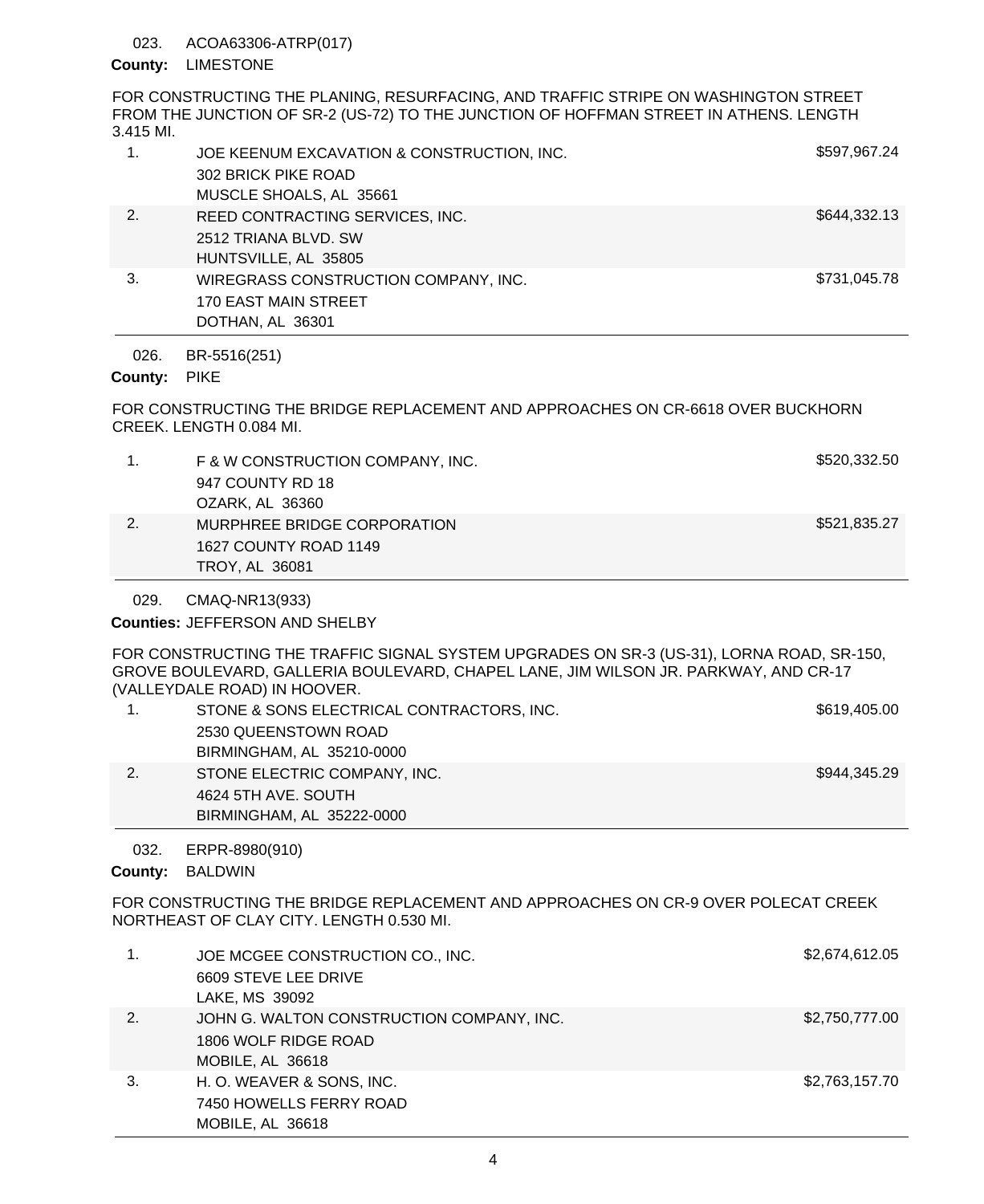023. ACOA63306-ATRP(017)

**County:** LIMESTONE

FOR CONSTRUCTING THE PLANING, RESURFACING, AND TRAFFIC STRIPE ON WASHINGTON STREET FROM THE JUNCTION OF SR-2 (US-72) TO THE JUNCTION OF HOFFMAN STREET IN ATHENS. LENGTH 3.415 MI.

| | | |
|---|---|---|
| 1. | JOE KEENUM EXCAVATION & CONSTRUCTION, INC.<br>302 BRICK PIKE ROAD<br>MUSCLE SHOALS, AL 35661 | $597,967.24 |
| 2. | REED CONTRACTING SERVICES, INC.<br>2512 TRIANA BLVD. SW<br>HUNTSVILLE, AL 35805 | $644,332.13 |
| 3. | WIREGRASS CONSTRUCTION COMPANY, INC.<br>170 EAST MAIN STREET<br>DOTHAN, AL 36301 | $731,045.78 |

026. BR-5516(251)

**County:** PIKE

FOR CONSTRUCTING THE BRIDGE REPLACEMENT AND APPROACHES ON CR-6618 OVER BUCKHORN CREEK. LENGTH 0.084 MI.

| | | |
|---|---|---|
| 1. | F & W CONSTRUCTION COMPANY, INC.<br>947 COUNTY RD 18<br>OZARK, AL 36360 | $520,332.50 |
| 2. | MURPHREE BRIDGE CORPORATION<br>1627 COUNTY ROAD 1149<br>TROY, AL 36081 | $521,835.27 |

029. CMAQ-NR13(933)

**Counties:** JEFFERSON AND SHELBY

FOR CONSTRUCTING THE TRAFFIC SIGNAL SYSTEM UPGRADES ON SR-3 (US-31), LORNA ROAD, SR-150, GROVE BOULEVARD, GALLERIA BOULEVARD, CHAPEL LANE, JIM WILSON JR. PARKWAY, AND CR-17 (VALLEYDALE ROAD) IN HOOVER.

| | | |
|---|---|---|
| 1. | STONE & SONS ELECTRICAL CONTRACTORS, INC.<br>2530 QUEENSTOWN ROAD<br>BIRMINGHAM, AL 35210-0000 | $619,405.00 |
| 2. | STONE ELECTRIC COMPANY, INC.<br>4624 5TH AVE. SOUTH<br>BIRMINGHAM, AL 35222-0000 | $944,345.29 |

032. ERPR-8980(910)

**County:** BALDWIN

FOR CONSTRUCTING THE BRIDGE REPLACEMENT AND APPROACHES ON CR-9 OVER POLECAT CREEK NORTHEAST OF CLAY CITY. LENGTH 0.530 MI.

| | | |
|---|---|---|
| 1. | JOE MCGEE CONSTRUCTION CO., INC.<br>6609 STEVE LEE DRIVE<br>LAKE, MS 39092 | $2,674,612.05 |
| 2. | JOHN G. WALTON CONSTRUCTION COMPANY, INC.<br>1806 WOLF RIDGE ROAD<br>MOBILE, AL 36618 | $2,750,777.00 |
| 3. | H. O. WEAVER & SONS, INC.<br>7450 HOWELLS FERRY ROAD<br>MOBILE, AL 36618 | $2,763,157.70 |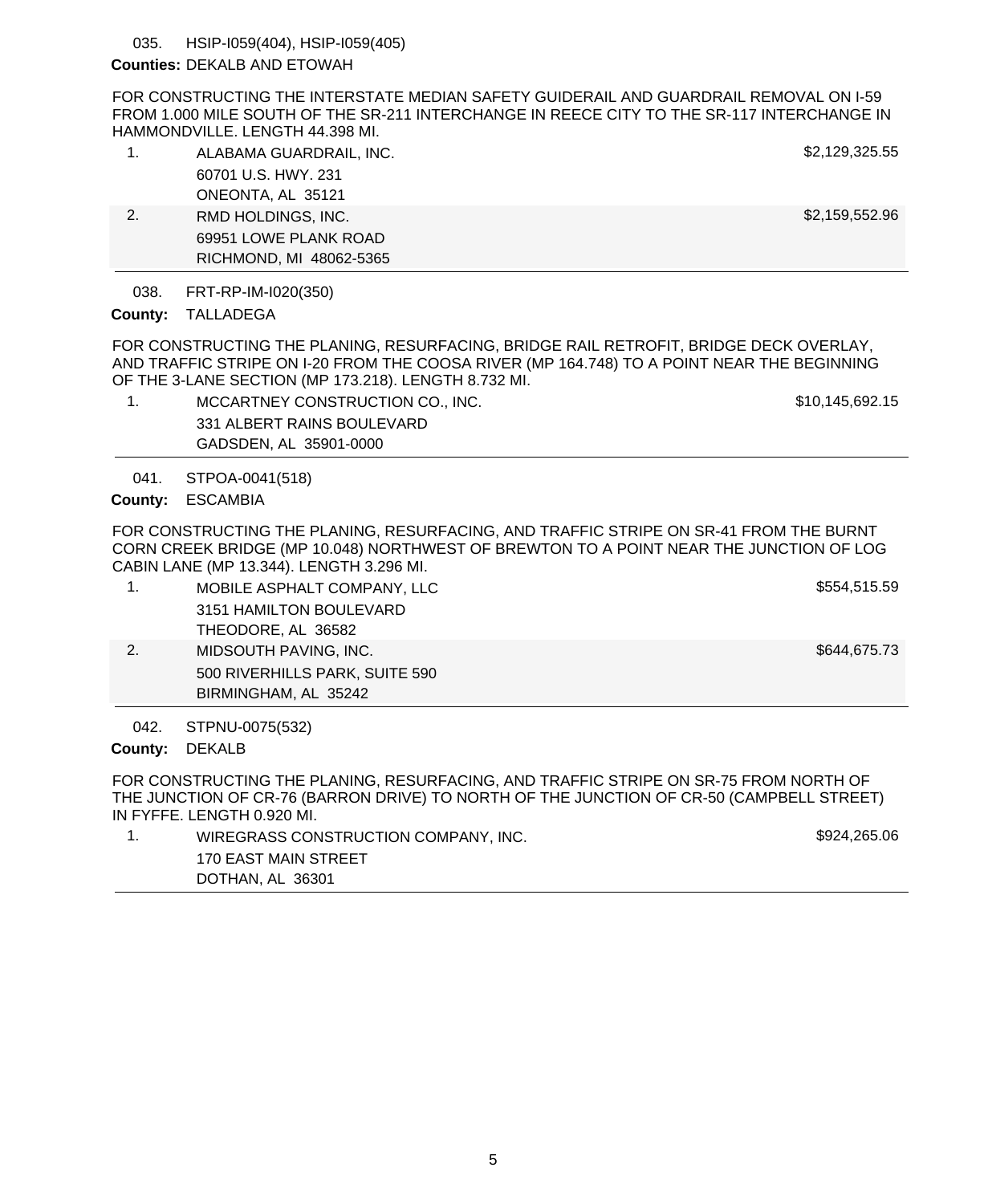035. HSIP-I059(404), HSIP-I059(405)

**Counties:** DEKALB AND ETOWAH

FOR CONSTRUCTING THE INTERSTATE MEDIAN SAFETY GUIDERAIL AND GUARDRAIL REMOVAL ON I-59 FROM 1.000 MILE SOUTH OF THE SR-211 INTERCHANGE IN REECE CITY TO THE SR-117 INTERCHANGE IN HAMMONDVILLE. LENGTH 44.398 MI.

| | | |
|---|---|---|
| 1. | ALABAMA GUARDRAIL, INC.<br>60701 U.S. HWY. 231<br>ONEONTA, AL 35121 | $2,129,325.55 |
| 2. | RMD HOLDINGS, INC.<br>69951 LOWE PLANK ROAD<br>RICHMOND, MI 48062-5365 | $2,159,552.96 |

038. FRT-RP-IM-I020(350)

**County:** TALLADEGA

FOR CONSTRUCTING THE PLANING, RESURFACING, BRIDGE RAIL RETROFIT, BRIDGE DECK OVERLAY, AND TRAFFIC STRIPE ON I-20 FROM THE COOSA RIVER (MP 164.748) TO A POINT NEAR THE BEGINNING OF THE 3-LANE SECTION (MP 173.218). LENGTH 8.732 MI.

| | | |
|---|---|---|
| 1. | MCCARTNEY CONSTRUCTION CO., INC.<br>331 ALBERT RAINS BOULEVARD<br>GADSDEN, AL 35901-0000 | $10,145,692.15 |

041. STPOA-0041(518)

**County:** ESCAMBIA

FOR CONSTRUCTING THE PLANING, RESURFACING, AND TRAFFIC STRIPE ON SR-41 FROM THE BURNT CORN CREEK BRIDGE (MP 10.048) NORTHWEST OF BREWTON TO A POINT NEAR THE JUNCTION OF LOG CABIN LANE (MP 13.344). LENGTH 3.296 MI.

| | | |
|---|---|---|
| 1. | MOBILE ASPHALT COMPANY, LLC<br>3151 HAMILTON BOULEVARD<br>THEODORE, AL 36582 | $554,515.59 |
| 2. | MIDSOUTH PAVING, INC.<br>500 RIVERHILLS PARK, SUITE 590<br>BIRMINGHAM, AL 35242 | $644,675.73 |

042. STPNU-0075(532)

**County:** DEKALB

FOR CONSTRUCTING THE PLANING, RESURFACING, AND TRAFFIC STRIPE ON SR-75 FROM NORTH OF THE JUNCTION OF CR-76 (BARRON DRIVE) TO NORTH OF THE JUNCTION OF CR-50 (CAMPBELL STREET) IN FYFFE. LENGTH 0.920 MI.

| | | |
|---|---|---|
| 1. | WIREGRASS CONSTRUCTION COMPANY, INC.<br>170 EAST MAIN STREET<br>DOTHAN, AL 36301 | $924,265.06 |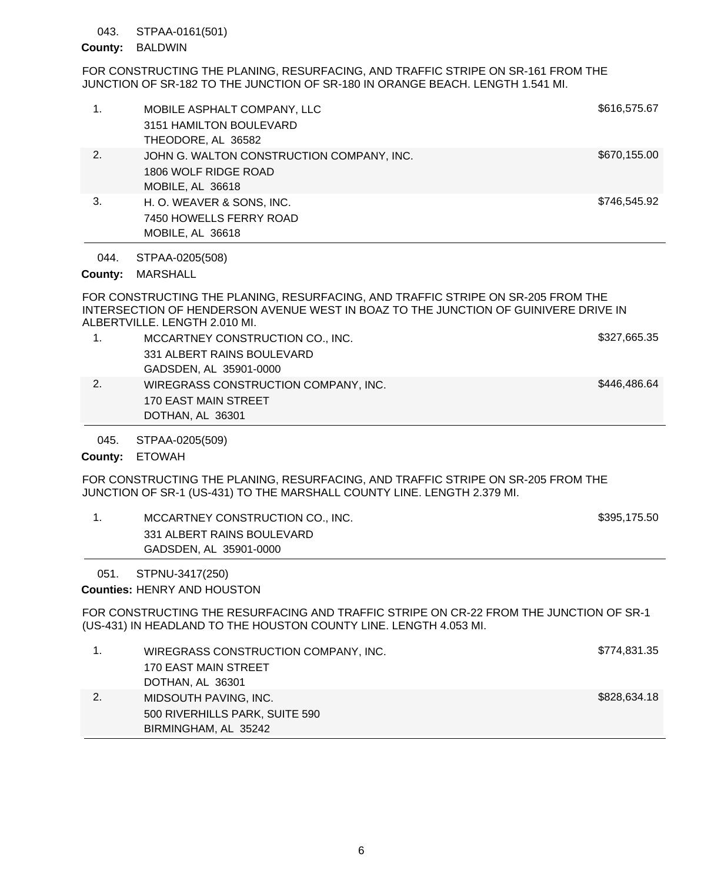043. STPAA-0161(501)

**County:** BALDWIN

FOR CONSTRUCTING THE PLANING, RESURFACING, AND TRAFFIC STRIPE ON SR-161 FROM THE JUNCTION OF SR-182 TO THE JUNCTION OF SR-180 IN ORANGE BEACH. LENGTH 1.541 MI.

| | Bidder | Amount |
|---|---|---|
| 1. | MOBILE ASPHALT COMPANY, LLC<br>3151 HAMILTON BOULEVARD<br>THEODORE, AL 36582 | $616,575.67 |
| 2. | JOHN G. WALTON CONSTRUCTION COMPANY, INC.<br>1806 WOLF RIDGE ROAD<br>MOBILE, AL 36618 | $670,155.00 |
| 3. | H. O. WEAVER & SONS, INC.<br>7450 HOWELLS FERRY ROAD<br>MOBILE, AL 36618 | $746,545.92 |

044. STPAA-0205(508)

**County:** MARSHALL

FOR CONSTRUCTING THE PLANING, RESURFACING, AND TRAFFIC STRIPE ON SR-205 FROM THE INTERSECTION OF HENDERSON AVENUE WEST IN BOAZ TO THE JUNCTION OF GUINIVERE DRIVE IN ALBERTVILLE. LENGTH 2.010 MI.

| | Bidder | Amount |
|---|---|---|
| 1. | MCCARTNEY CONSTRUCTION CO., INC.<br>331 ALBERT RAINS BOULEVARD<br>GADSDEN, AL 35901-0000 | $327,665.35 |
| 2. | WIREGRASS CONSTRUCTION COMPANY, INC.<br>170 EAST MAIN STREET<br>DOTHAN, AL 36301 | $446,486.64 |

045. STPAA-0205(509)

**County:** ETOWAH

FOR CONSTRUCTING THE PLANING, RESURFACING, AND TRAFFIC STRIPE ON SR-205 FROM THE JUNCTION OF SR-1 (US-431) TO THE MARSHALL COUNTY LINE. LENGTH 2.379 MI.

| | Bidder | Amount |
|---|---|---|
| 1. | MCCARTNEY CONSTRUCTION CO., INC.<br>331 ALBERT RAINS BOULEVARD<br>GADSDEN, AL 35901-0000 | $395,175.50 |

051. STPNU-3417(250)

**Counties:** HENRY AND HOUSTON

FOR CONSTRUCTING THE RESURFACING AND TRAFFIC STRIPE ON CR-22 FROM THE JUNCTION OF SR-1 (US-431) IN HEADLAND TO THE HOUSTON COUNTY LINE. LENGTH 4.053 MI.

| | Bidder | Amount |
|---|---|---|
| 1. | WIREGRASS CONSTRUCTION COMPANY, INC.<br>170 EAST MAIN STREET<br>DOTHAN, AL 36301 | $774,831.35 |
| 2. | MIDSOUTH PAVING, INC.<br>500 RIVERHILLS PARK, SUITE 590<br>BIRMINGHAM, AL 35242 | $828,634.18 |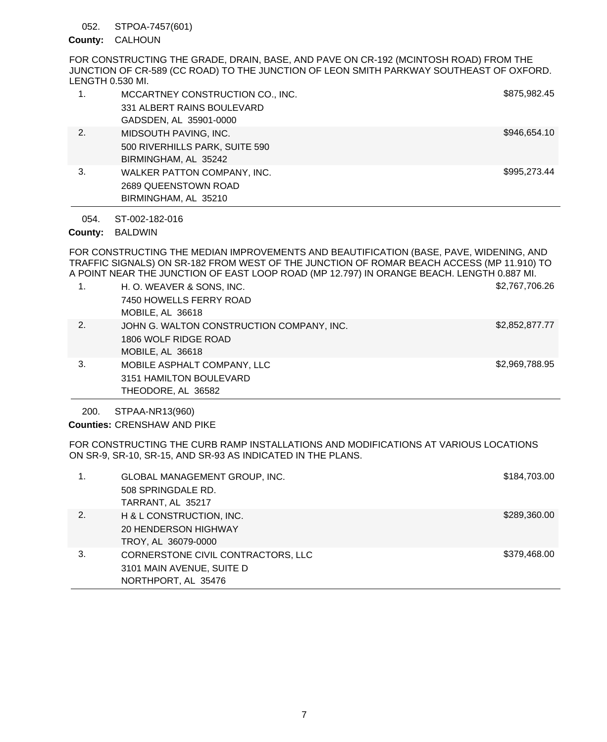052. STPOA-7457(601)

**County:** CALHOUN

FOR CONSTRUCTING THE GRADE, DRAIN, BASE, AND PAVE ON CR-192 (MCINTOSH ROAD) FROM THE JUNCTION OF CR-589 (CC ROAD) TO THE JUNCTION OF LEON SMITH PARKWAY SOUTHEAST OF OXFORD. LENGTH 0.530 MI.

| | | |
|---|---|---|
| 1. | MCCARTNEY CONSTRUCTION CO., INC.<br>331 ALBERT RAINS BOULEVARD<br>GADSDEN, AL 35901-0000 | $875,982.45 |
| 2. | MIDSOUTH PAVING, INC.<br>500 RIVERHILLS PARK, SUITE 590<br>BIRMINGHAM, AL 35242 | $946,654.10 |
| 3. | WALKER PATTON COMPANY, INC.<br>2689 QUEENSTOWN ROAD<br>BIRMINGHAM, AL 35210 | $995,273.44 |

054. ST-002-182-016

**County:** BALDWIN

FOR CONSTRUCTING THE MEDIAN IMPROVEMENTS AND BEAUTIFICATION (BASE, PAVE, WIDENING, AND TRAFFIC SIGNALS) ON SR-182 FROM WEST OF THE JUNCTION OF ROMAR BEACH ACCESS (MP 11.910) TO A POINT NEAR THE JUNCTION OF EAST LOOP ROAD (MP 12.797) IN ORANGE BEACH. LENGTH 0.887 MI.

| | | |
|---|---|---|
| 1. | H. O. WEAVER & SONS, INC.<br>7450 HOWELLS FERRY ROAD<br>MOBILE, AL 36618 | $2,767,706.26 |
| 2. | JOHN G. WALTON CONSTRUCTION COMPANY, INC.<br>1806 WOLF RIDGE ROAD<br>MOBILE, AL 36618 | $2,852,877.77 |
| 3. | MOBILE ASPHALT COMPANY, LLC<br>3151 HAMILTON BOULEVARD<br>THEODORE, AL 36582 | $2,969,788.95 |

200. STPAA-NR13(960)

**Counties:** CRENSHAW AND PIKE

FOR CONSTRUCTING THE CURB RAMP INSTALLATIONS AND MODIFICATIONS AT VARIOUS LOCATIONS ON SR-9, SR-10, SR-15, AND SR-93 AS INDICATED IN THE PLANS.

| | | |
|---|---|---|
| 1. | GLOBAL MANAGEMENT GROUP, INC.<br>508 SPRINGDALE RD.<br>TARRANT, AL 35217 | $184,703.00 |
| 2. | H & L CONSTRUCTION, INC.<br>20 HENDERSON HIGHWAY<br>TROY, AL 36079-0000 | $289,360.00 |
| 3. | CORNERSTONE CIVIL CONTRACTORS, LLC<br>3101 MAIN AVENUE, SUITE D<br>NORTHPORT, AL 35476 | $379,468.00 |